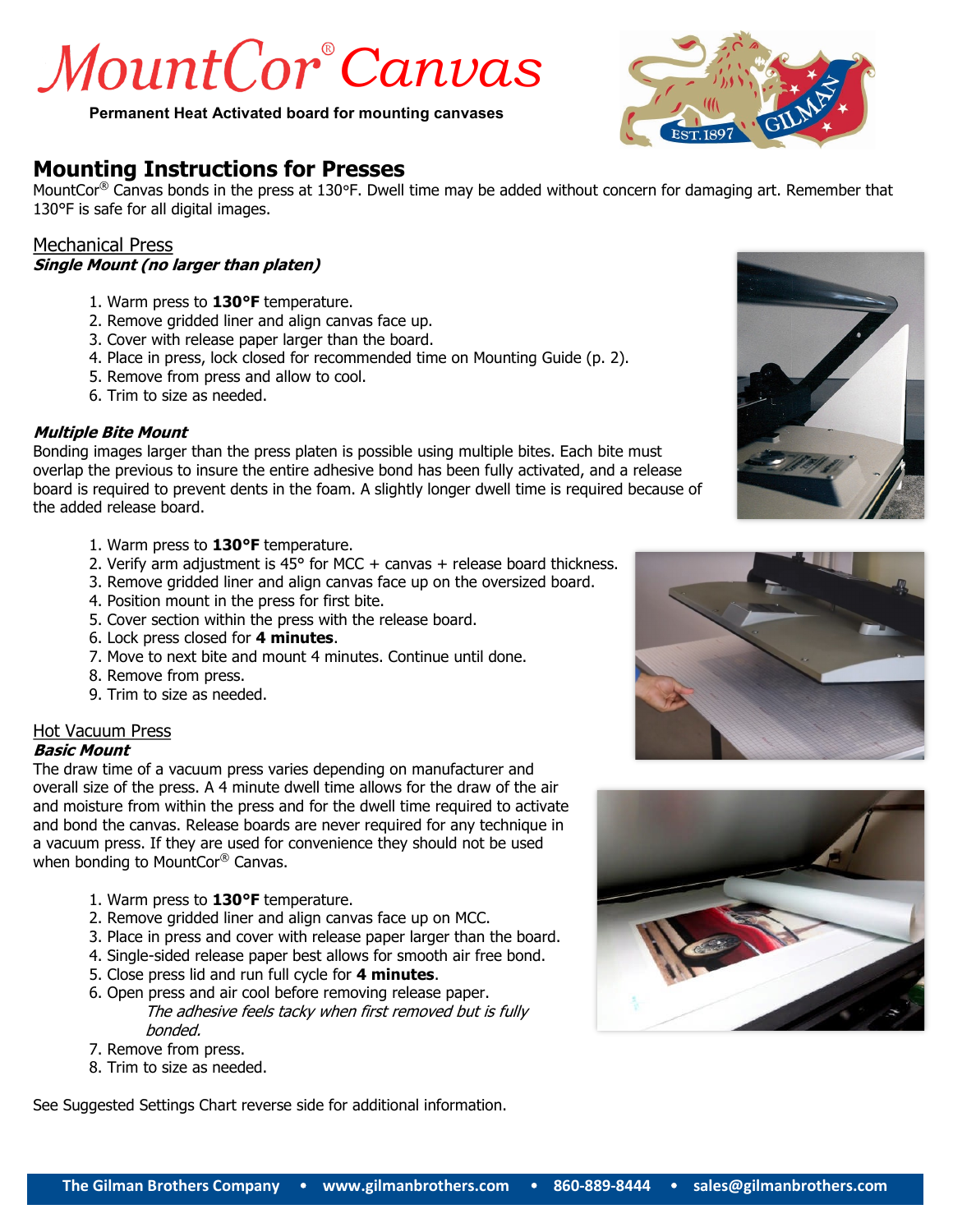# MountCor® Canvas

**Permanent Heat Activated board for mounting canvases**

## Mounting Instructions for Presses

MountCor® Canvas bonds in the press at 130°F. Dwell time may be added without concern for damaging art. Remember that 130°F is safe for all digital images.

### Mechanical Press

***Single Mount (no larger than platen)***

1. Warm press to **130°F** temperature.
2. Remove gridded liner and align canvas face up.
3. Cover with release paper larger than the board.
4. Place in press, lock closed for recommended time on Mounting Guide (p. 2).
5. Remove from press and allow to cool.
6. Trim to size as needed.

***Multiple Bite Mount***

Bonding images larger than the press platen is possible using multiple bites. Each bite must overlap the previous to insure the entire adhesive bond has been fully activated, and a release board is required to prevent dents in the foam. A slightly longer dwell time is required because of the added release board.

1. Warm press to **130°F** temperature.
2. Verify arm adjustment is 45° for MCC + canvas + release board thickness.
3. Remove gridded liner and align canvas face up on the oversized board.
4. Position mount in the press for first bite.
5. Cover section within the press with the release board.
6. Lock press closed for **4 minutes**.
7. Move to next bite and mount 4 minutes. Continue until done.
8. Remove from press.
9. Trim to size as needed.

### Hot Vacuum Press

***Basic Mount***

The draw time of a vacuum press varies depending on manufacturer and overall size of the press. A 4 minute dwell time allows for the draw of the air and moisture from within the press and for the dwell time required to activate and bond the canvas. Release boards are never required for any technique in a vacuum press. If they are used for convenience they should not be used when bonding to MountCor® Canvas.

1. Warm press to **130°F** temperature.
2. Remove gridded liner and align canvas face up on MCC.
3. Place in press and cover with release paper larger than the board.
4. Single-sided release paper best allows for smooth air free bond.
5. Close press lid and run full cycle for **4 minutes**.
6. Open press and air cool before removing release paper.
   *The adhesive feels tacky when first removed but is fully bonded.*
7. Remove from press.
8. Trim to size as needed.

See Suggested Settings Chart reverse side for additional information.

**The Gilman Brothers Company • www.gilmanbrothers.com • 860-889-8444 • sales@gilmanbrothers.com**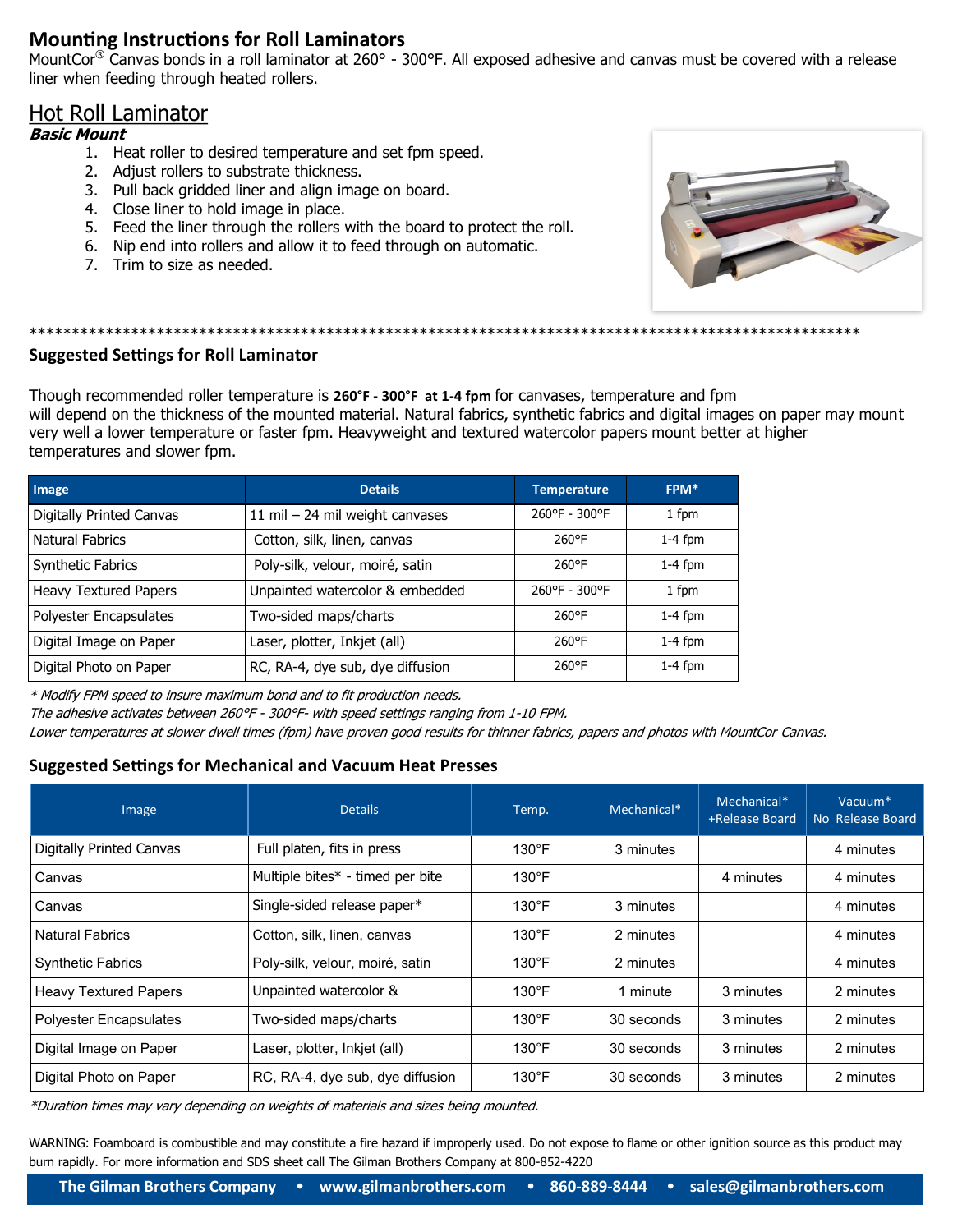# Mounting Instructions for Roll Laminators

MountCor® Canvas bonds in a roll laminator at 260° - 300°F. All exposed adhesive and canvas must be covered with a release liner when feeding through heated rollers.

## Hot Roll Laminator

***Basic Mount***

1. Heat roller to desired temperature and set fpm speed.
2. Adjust rollers to substrate thickness.
3. Pull back gridded liner and align image on board.
4. Close liner to hold image in place.
5. Feed the liner through the rollers with the board to protect the roll.
6. Nip end into rollers and allow it to feed through on automatic.
7. Trim to size as needed.

****************************************************************************************************

### Suggested Settings for Roll Laminator

Though recommended roller temperature is **260°F - 300°F at 1-4 fpm** for canvases, temperature and fpm will depend on the thickness of the mounted material. Natural fabrics, synthetic fabrics and digital images on paper may mount very well a lower temperature or faster fpm. Heavyweight and textured watercolor papers mount better at higher temperatures and slower fpm.

| Image | Details | Temperature | FPM* |
|---|---|---|---|
| Digitally Printed Canvas | 11 mil – 24 mil weight canvases | 260°F - 300°F | 1 fpm |
| Natural Fabrics | Cotton, silk, linen, canvas | 260°F | 1-4 fpm |
| Synthetic Fabrics | Poly-silk, velour, moiré, satin | 260°F | 1-4 fpm |
| Heavy Textured Papers | Unpainted watercolor & embedded | 260°F - 300°F | 1 fpm |
| Polyester Encapsulates | Two-sided maps/charts | 260°F | 1-4 fpm |
| Digital Image on Paper | Laser, plotter, Inkjet (all) | 260°F | 1-4 fpm |
| Digital Photo on Paper | RC, RA-4, dye sub, dye diffusion | 260°F | 1-4 fpm |

*\* Modify FPM speed to insure maximum bond and to fit production needs.*
*The adhesive activates between 260°F - 300°F- with speed settings ranging from 1-10 FPM.*
*Lower temperatures at slower dwell times (fpm) have proven good results for thinner fabrics, papers and photos with MountCor Canvas.*

### Suggested Settings for Mechanical and Vacuum Heat Presses

| Image | Details | Temp. | Mechanical* | Mechanical* +Release Board | Vacuum* No Release Board |
|---|---|---|---|---|---|
| Digitally Printed Canvas | Full platen, fits in press | 130°F | 3 minutes | | 4 minutes |
| Canvas | Multiple bites* - timed per bite | 130°F | | 4 minutes | 4 minutes |
| Canvas | Single-sided release paper* | 130°F | 3 minutes | | 4 minutes |
| Natural Fabrics | Cotton, silk, linen, canvas | 130°F | 2 minutes | | 4 minutes |
| Synthetic Fabrics | Poly-silk, velour, moiré, satin | 130°F | 2 minutes | | 4 minutes |
| Heavy Textured Papers | Unpainted watercolor & | 130°F | 1 minute | 3 minutes | 2 minutes |
| Polyester Encapsulates | Two-sided maps/charts | 130°F | 30 seconds | 3 minutes | 2 minutes |
| Digital Image on Paper | Laser, plotter, Inkjet (all) | 130°F | 30 seconds | 3 minutes | 2 minutes |
| Digital Photo on Paper | RC, RA-4, dye sub, dye diffusion | 130°F | 30 seconds | 3 minutes | 2 minutes |

*\*Duration times may vary depending on weights of materials and sizes being mounted.*

WARNING: Foamboard is combustible and may constitute a fire hazard if improperly used. Do not expose to flame or other ignition source as this product may burn rapidly. For more information and SDS sheet call The Gilman Brothers Company at 800-852-4220

**The Gilman Brothers Company • www.gilmanbrothers.com • 860-889-8444 • sales@gilmanbrothers.com**